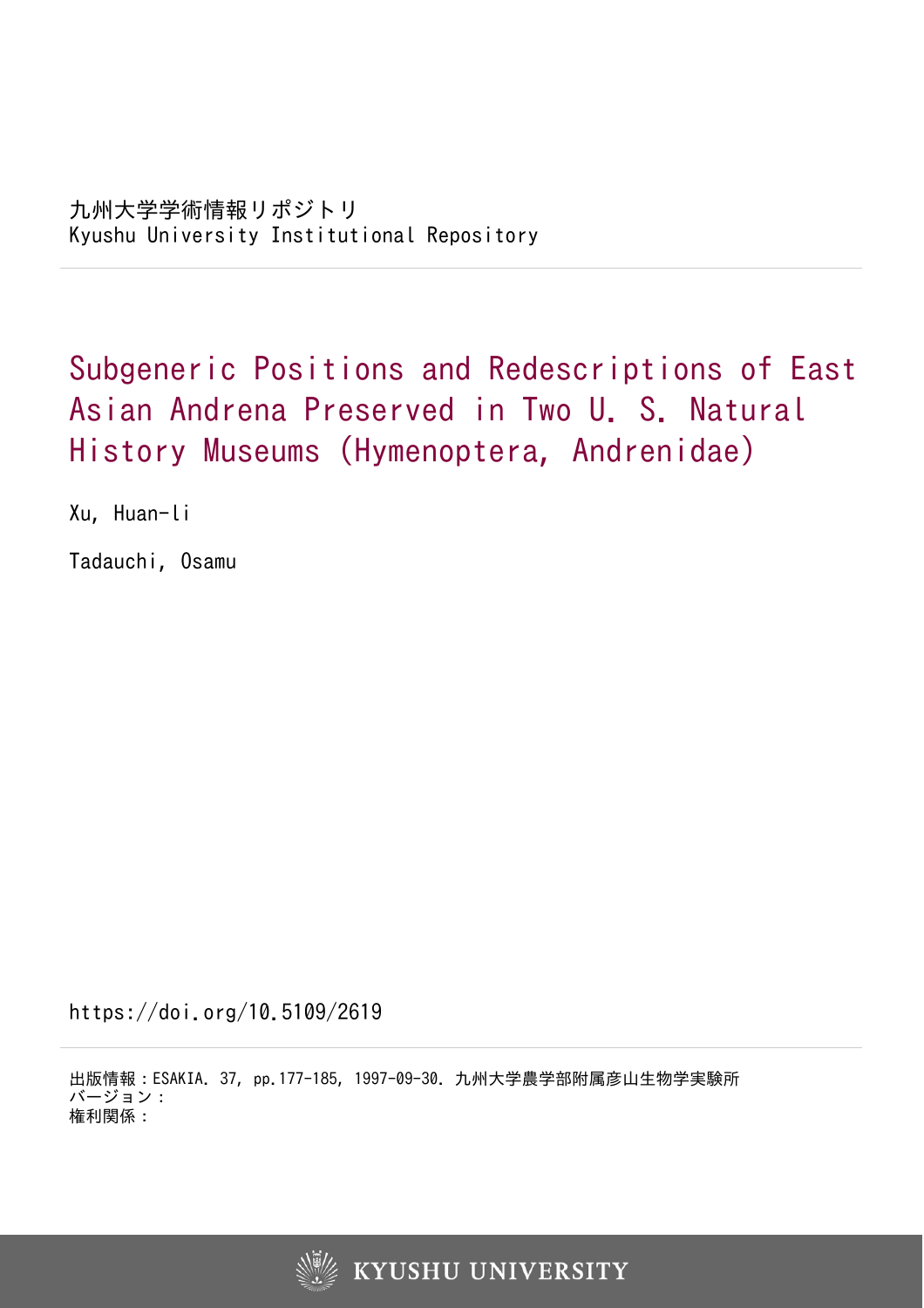九州大学学術情報リポジトリ
Kyushu University Institutional Repository

# Subgeneric Positions and Redescriptions of East Asian Andrena Preserved in Two U. S. Natural History Museums (Hymenoptera, Andrenidae)

Xu, Huan-li

Tadauchi, Osamu

https://doi.org/10.5109/2619

出版情報：ESAKIA. 37, pp.177-185, 1997-09-30. 九州大学農学部附属彦山生物学実験所
バージョン：
権利関係：

KYUSHU UNIVERSITY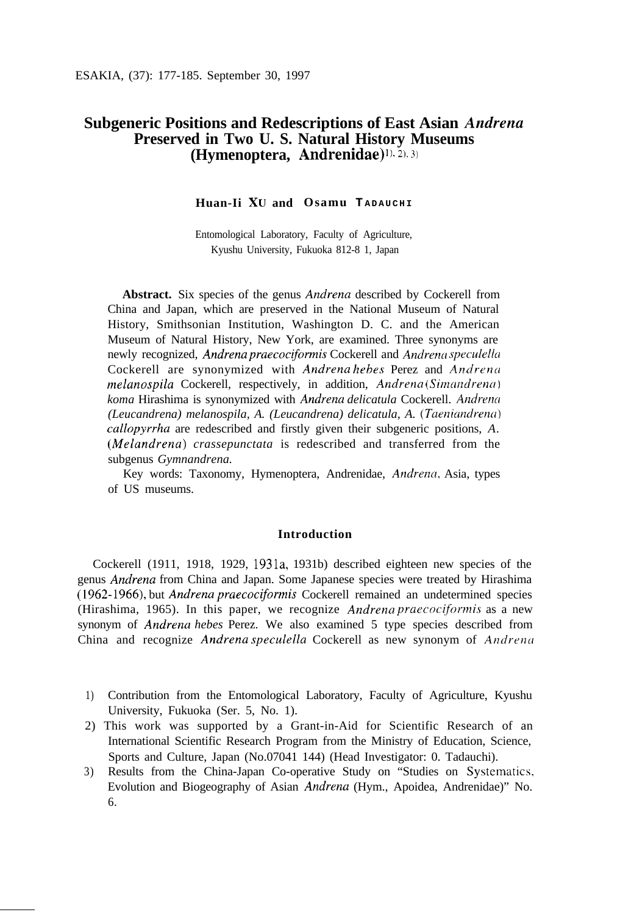ESAKIA, (37): 177-185. September 30, 1997

# Subgeneric Positions and Redescriptions of East Asian *Andrena* Preserved in Two U. S. Natural History Museums (Hymenoptera, Andrenidae)[1), 2), 3)]

**Huan-Ii XU and Osamu TADAUCHI**

Entomological Laboratory, Faculty of Agriculture, Kyushu University, Fukuoka 812-8 1, Japan

**Abstract.** Six species of the genus *Andrena* described by Cockerell from China and Japan, which are preserved in the National Museum of Natural History, Smithsonian Institution, Washington D. C. and the American Museum of Natural History, New York, are examined. Three synonyms are newly recognized, *Andrena praecociformis* Cockerell and *Andrena speculella* Cockerell are synonymized with *Andrena hebes* Perez and *Andrena melanospila* Cockerell, respectively, in addition, *Andrena* (*Simandrena*) *koma* Hirashima is synonymized with *Andrena delicatula* Cockerell. *Andrena (Leucandrena) melanospila, A. (Leucandrena) delicatula, A.* (*Taeniandrena*) *callopyrrha* are redescribed and firstly given their subgeneric positions, *A.* (*Melandrena*) *crassepunctata* is redescribed and transferred from the subgenus *Gymnandrena.*

Key words: Taxonomy, Hymenoptera, Andrenidae, *Andrena*, Asia, types of US museums.

## Introduction

Cockerell (1911, 1918, 1929, 1931a, 1931b) described eighteen new species of the genus *Andrena* from China and Japan. Some Japanese species were treated by Hirashima (1962-1966), but *Andrena praecociformis* Cockerell remained an undetermined species (Hirashima, 1965). In this paper, we recognize *Andrena praecociformis* as a new synonym of *Andrena hebes* Perez. We also examined 5 type species described from China and recognize *Andrena speculella* Cockerell as new synonym of *Andrena*

1) Contribution from the Entomological Laboratory, Faculty of Agriculture, Kyushu University, Fukuoka (Ser. 5, No. 1).

2) This work was supported by a Grant-in-Aid for Scientific Research of an International Scientific Research Program from the Ministry of Education, Science, Sports and Culture, Japan (No.07041 144) (Head Investigator: 0. Tadauchi).

3) Results from the China-Japan Co-operative Study on "Studies on Systematics, Evolution and Biogeography of Asian *Andrena* (Hym., Apoidea, Andrenidae)" No. 6.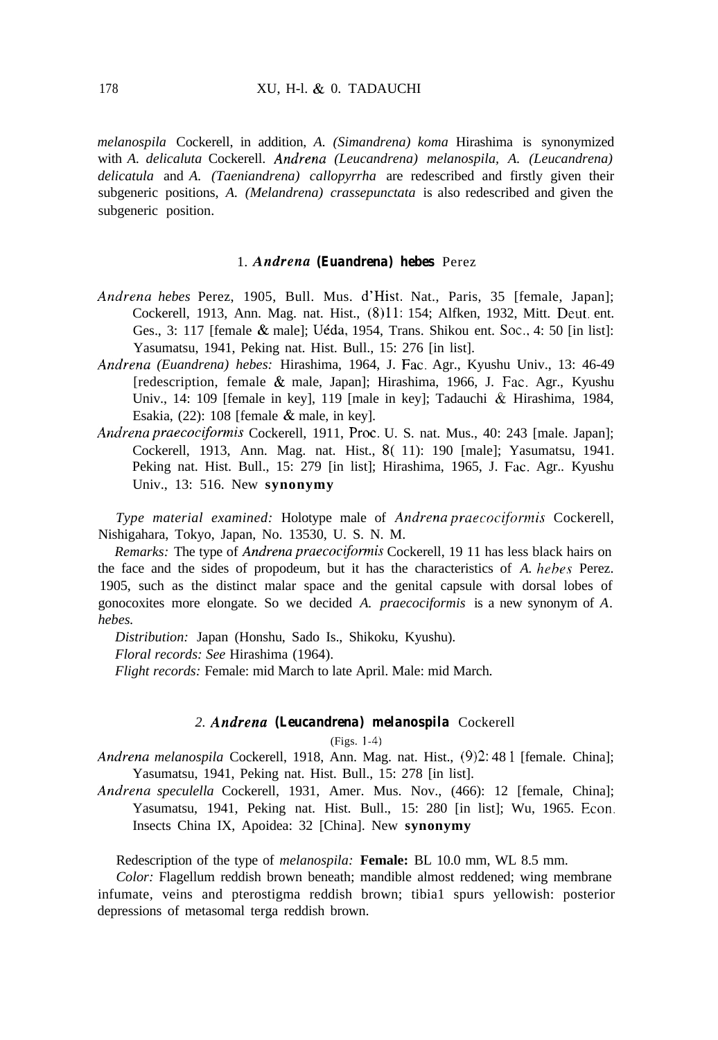*melanospila* Cockerell, in addition, *A. (Simandrena) koma* Hirashima is synonymized with *A. delicaluta* Cockerell. *Andrena (Leucandrena) melanospila*, *A. (Leucandrena) delicatula* and *A. (Taeniandrena) callopyrrha* are redescribed and firstly given their subgeneric positions, *A. (Melandrena) crassepunctata* is also redescribed and given the subgeneric position.

### 1. *Andrena* (*Euandrena*) *hebes* Perez

*Andrena hebes* Perez, 1905, Bull. Mus. d'Hist. Nat., Paris, 35 [female, Japan]; Cockerell, 1913, Ann. Mag. nat. Hist., (8)11: 154; Alfken, 1932, Mitt. Deut. ent. Ges., 3: 117 [female & male]; Uéda, 1954, Trans. Shikou ent. Soc., 4: 50 [in list]: Yasumatsu, 1941, Peking nat. Hist. Bull., 15: 276 [in list].

*Andrena (Euandrena) hebes:* Hirashima, 1964, J. Fac. Agr., Kyushu Univ., 13: 46-49 [redescription, female & male, Japan]; Hirashima, 1966, J. Fac. Agr., Kyushu Univ., 14: 109 [female in key], 119 [male in key]; Tadauchi & Hirashima, 1984, Esakia, (22): 108 [female & male, in key].

*Andrena praecociformis* Cockerell, 1911, Proc. U. S. nat. Mus., 40: 243 [male. Japan]; Cockerell, 1913, Ann. Mag. nat. Hist., 8( 11): 190 [male]; Yasumatsu, 1941. Peking nat. Hist. Bull., 15: 279 [in list]; Hirashima, 1965, J. Fac. Agr.. Kyushu Univ., 13: 516. New **synonymy**

*Type material examined:* Holotype male of *Andrena praecociformis* Cockerell, Nishigahara, Tokyo, Japan, No. 13530, U. S. N. M.

*Remarks:* The type of *Andrena praecociformis* Cockerell, 19 11 has less black hairs on the face and the sides of propodeum, but it has the characteristics of *A. hebes* Perez. 1905, such as the distinct malar space and the genital capsule with dorsal lobes of gonocoxites more elongate. So we decided *A. praecociformis* is a new synonym of *A. hebes.*

*Distribution:* Japan (Honshu, Sado Is., Shikoku, Kyushu).

*Floral records: See* Hirashima (1964).

*Flight records:* Female: mid March to late April. Male: mid March.

### 2. *Andrena* (*Leucandrena*) *melanospila* Cockerell

(Figs. 1-4)

*Andrena melanospila* Cockerell, 1918, Ann. Mag. nat. Hist., (9)2: 48 1 [female. China]; Yasumatsu, 1941, Peking nat. Hist. Bull., 15: 278 [in list].

*Andrena speculella* Cockerell, 1931, Amer. Mus. Nov., (466): 12 [female, China]; Yasumatsu, 1941, Peking nat. Hist. Bull., 15: 280 [in list]; Wu, 1965. Econ. Insects China IX, Apoidea: 32 [China]. New **synonymy**

Redescription of the type of *melanospila:* **Female:** BL 10.0 mm, WL 8.5 mm.

*Color:* Flagellum reddish brown beneath; mandible almost reddened; wing membrane infumate, veins and pterostigma reddish brown; tibia1 spurs yellowish: posterior depressions of metasomal terga reddish brown.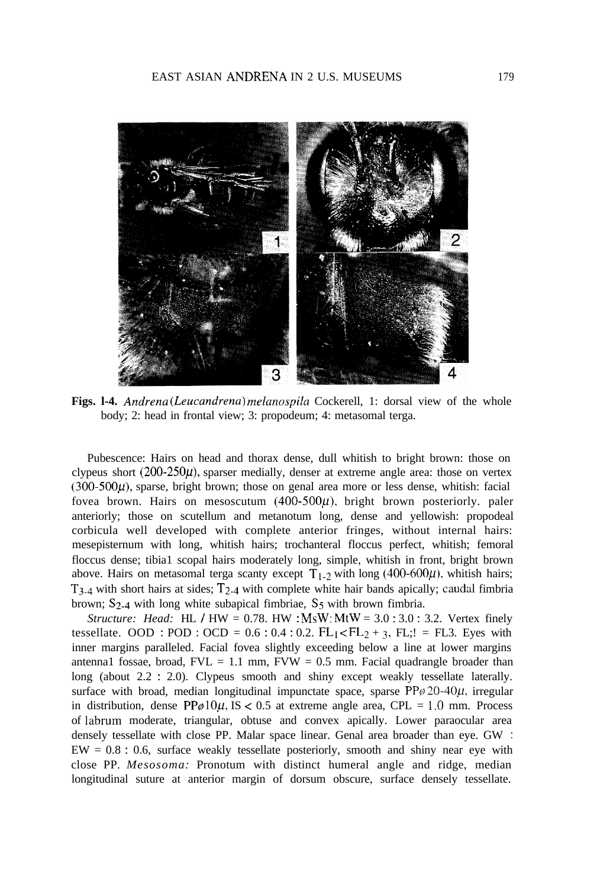**Figs. 1-4.** *Andrena* (*Leucandrena*) *melanospila* Cockerell, 1: dorsal view of the whole body; 2: head in frontal view; 3: propodeum; 4: metasomal terga.

Pubescence: Hairs on head and thorax dense, dull whitish to bright brown: those on clypeus short (200-250$\mu$), sparser medially, denser at extreme angle area: those on vertex (300-500$\mu$), sparse, bright brown; those on genal area more or less dense, whitish: facial fovea brown. Hairs on mesoscutum (400-500$\mu$), bright brown posteriorly. paler anteriorly; those on scutellum and metanotum long, dense and yellowish: propodeal corbicula well developed with complete anterior fringes, without internal hairs: mesepisternum with long, whitish hairs; trochanteral floccus perfect, whitish; femoral floccus dense; tibial scopal hairs moderately long, simple, whitish in front, bright brown above. Hairs on metasomal terga scanty except $T_{1-2}$ with long (400-600$\mu$), whitish hairs; $T_{3-4}$ with short hairs at sides; $T_{2-4}$ with complete white hair bands apically; caudal fimbria brown; $S_{2-4}$ with long white subapical fimbriae, $S_5$ with brown fimbria.

*Structure: Head:* HL / HW = 0.78. HW : MsW : MtW = 3.0 : 3.0 : 3.2. Vertex finely tessellate. OOD : POD : OCD = 0.6 : 0.4 : 0.2. $FL_1 < FL_{2+3}$, $FL_2 = FL_3$. Eyes with inner margins paralleled. Facial fovea slightly exceeding below a line at lower margins antennal fossae, broad, FVL = 1.1 mm, FVW = 0.5 mm. Facial quadrangle broader than long (about 2.2 : 2.0). Clypeus smooth and shiny except weakly tessellate laterally. surface with broad, median longitudinal impunctate space, sparse PP$\phi$ 20-40$\mu$, irregular in distribution, dense PP$\phi$ 10$\mu$, IS < 0.5 at extreme angle area, CPL = 1.0 mm. Process of labrum moderate, triangular, obtuse and convex apically. Lower paraocular area densely tessellate with close PP. Malar space linear. Genal area broader than eye. GW : EW = 0.8 : 0.6, surface weakly tessellate posteriorly, smooth and shiny near eye with close PP. *Mesosoma:* Pronotum with distinct humeral angle and ridge, median longitudinal suture at anterior margin of dorsum obscure, surface densely tessellate.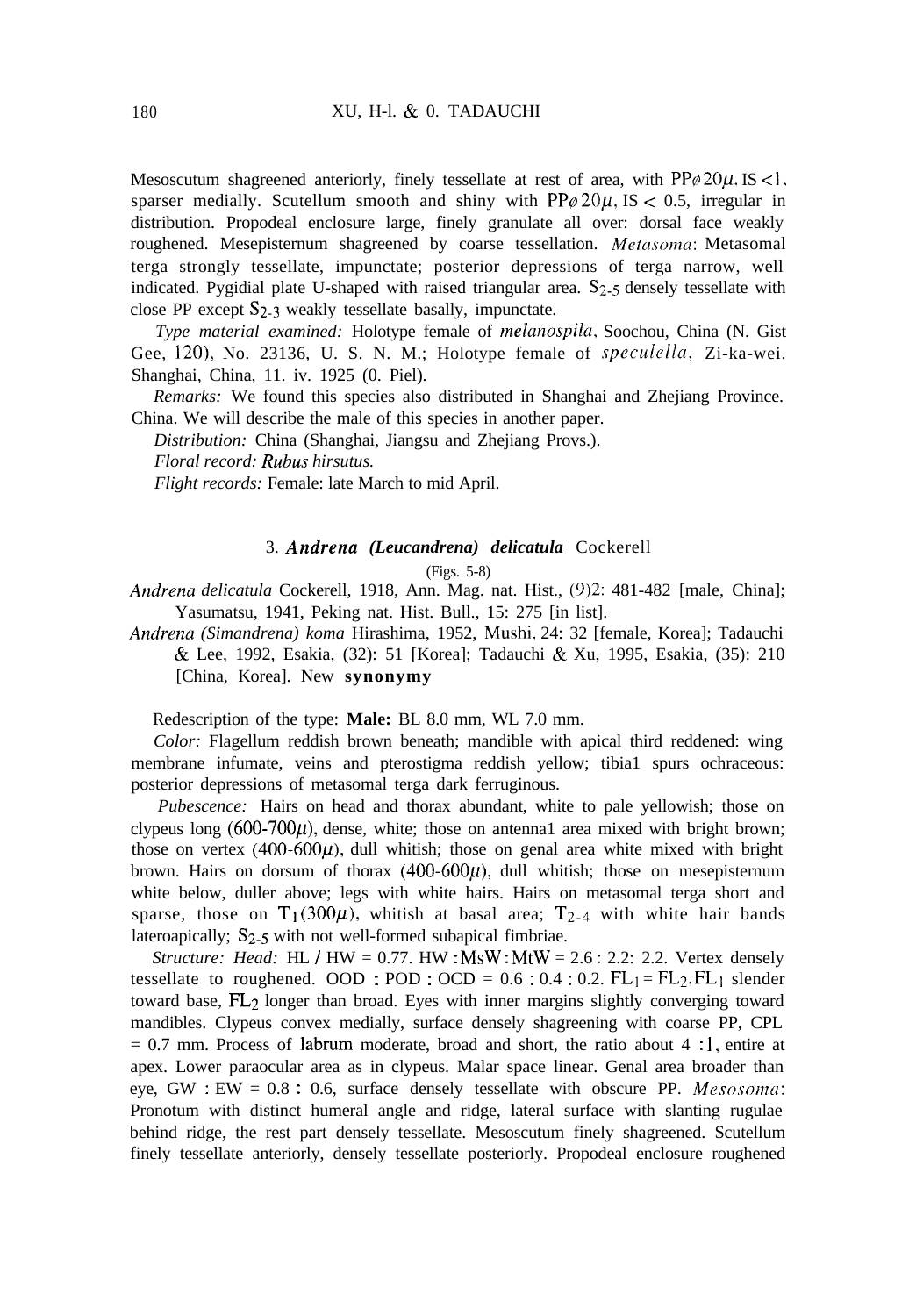Mesoscutum shagreened anteriorly, finely tessellate at rest of area, with PP$\phi$ 20$\mu$, IS <1, sparser medially. Scutellum smooth and shiny with PP$\phi$ 20$\mu$, IS < 0.5, irregular in distribution. Propodeal enclosure large, finely granulate all over: dorsal face weakly roughened. Mesepisternum shagreened by coarse tessellation. *Metasoma*: Metasomal terga strongly tessellate, impunctate; posterior depressions of terga narrow, well indicated. Pygidial plate U-shaped with raised triangular area. $S_{2-5}$ densely tessellate with close PP except $S_{2-3}$ weakly tessellate basally, impunctate.

*Type material examined:* Holotype female of *melanospila*, Soochou, China (N. Gist Gee, 120), No. 23136, U. S. N. M.; Holotype female of *speculella*, Zi-ka-wei. Shanghai, China, 11. iv. 1925 (0. Piel).

*Remarks:* We found this species also distributed in Shanghai and Zhejiang Province. China. We will describe the male of this species in another paper.

*Distribution:* China (Shanghai, Jiangsu and Zhejiang Provs.).

*Floral record: Rubus hirsutus.*

*Flight records:* Female: late March to mid April.

### 3. *Andrena (Leucandrena) delicatula* Cockerell

(Figs. 5-8)

*Andrena delicatula* Cockerell, 1918, Ann. Mag. nat. Hist., (9)2: 481-482 [male, China]; Yasumatsu, 1941, Peking nat. Hist. Bull., 15: 275 [in list].

*Andrena (Simandrena) koma* Hirashima, 1952, Mushi, 24: 32 [female, Korea]; Tadauchi & Lee, 1992, Esakia, (32): 51 [Korea]; Tadauchi & Xu, 1995, Esakia, (35): 210 [China, Korea]. New **synonymy**

Redescription of the type: **Male:** BL 8.0 mm, WL 7.0 mm.

*Color:* Flagellum reddish brown beneath; mandible with apical third reddened: wing membrane infumate, veins and pterostigma reddish yellow; tibial spurs ochraceous: posterior depressions of metasomal terga dark ferruginous.

*Pubescence:* Hairs on head and thorax abundant, white to pale yellowish; those on clypeus long (600-700$\mu$), dense, white; those on antennal area mixed with bright brown; those on vertex (400-600$\mu$), dull whitish; those on genal area white mixed with bright brown. Hairs on dorsum of thorax (400-600$\mu$), dull whitish; those on mesepisternum white below, duller above; legs with white hairs. Hairs on metasomal terga short and sparse, those on $T_1$(300$\mu$), whitish at basal area; $T_{2-4}$ with white hair bands lateroapically; $S_{2-5}$ with not well-formed subapical fimbriae.

*Structure: Head:* HL / HW = 0.77. HW : MsW : MtW = 2.6 : 2.2: 2.2. Vertex densely tessellate to roughened. OOD : POD : OCD = 0.6 : 0.4 : 0.2. $FL_1 = FL_2$, $FL_1$ slender toward base, $FL_2$ longer than broad. Eyes with inner margins slightly converging toward mandibles. Clypeus convex medially, surface densely shagreening with coarse PP, CPL = 0.7 mm. Process of labrum moderate, broad and short, the ratio about 4 :1, entire at apex. Lower paraocular area as in clypeus. Malar space linear. Genal area broader than eye, GW : EW = 0.8 : 0.6, surface densely tessellate with obscure PP. *Mesosoma*: Pronotum with distinct humeral angle and ridge, lateral surface with slanting rugulae behind ridge, the rest part densely tessellate. Mesoscutum finely shagreened. Scutellum finely tessellate anteriorly, densely tessellate posteriorly. Propodeal enclosure roughened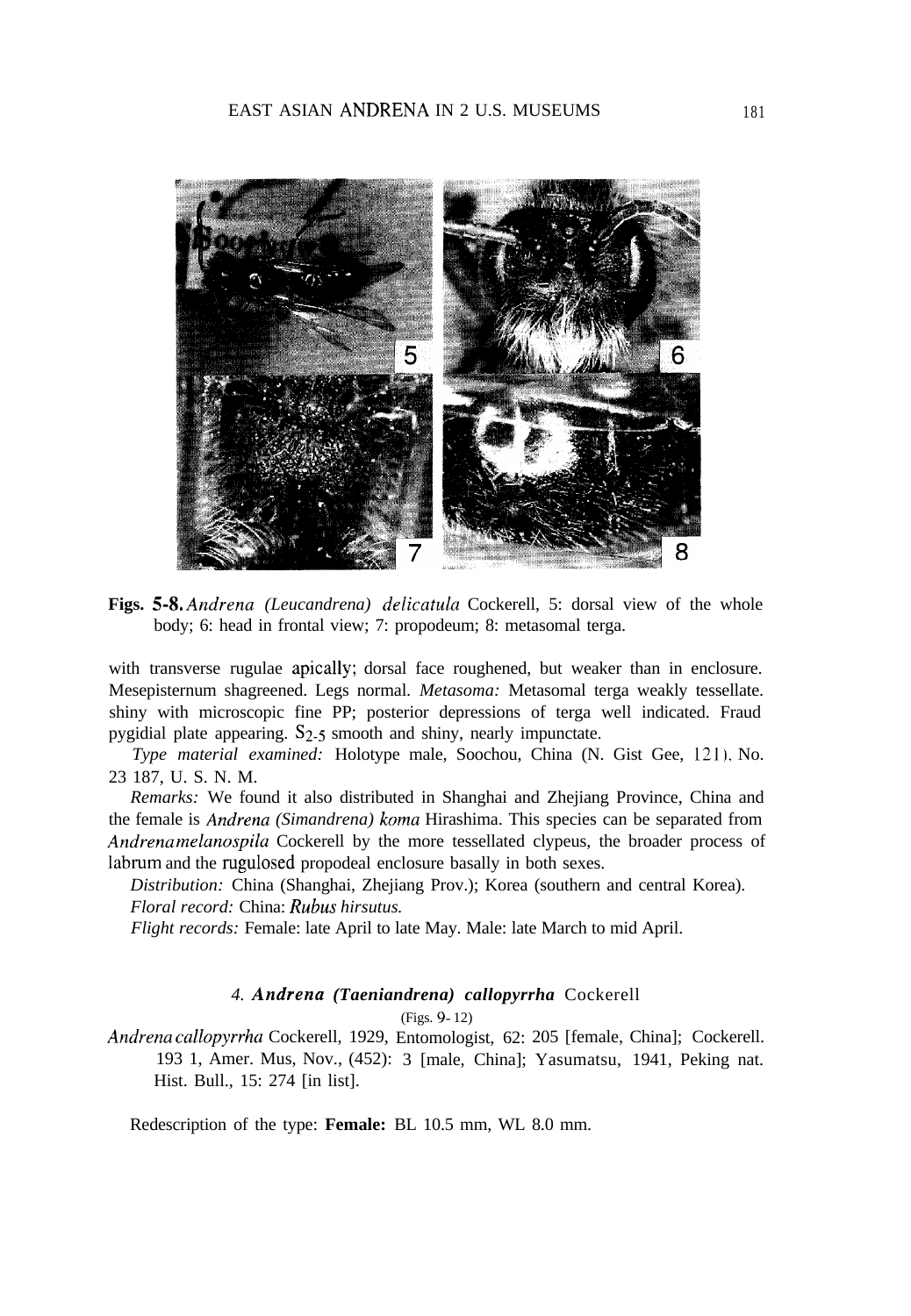**Figs. 5-8.** *Andrena (Leucandrena) delicatula* Cockerell, 5: dorsal view of the whole body; 6: head in frontal view; 7: propodeum; 8: metasomal terga.

with transverse rugulae apically; dorsal face roughened, but weaker than in enclosure. Mesepisternum shagreened. Legs normal. *Metasoma:* Metasomal terga weakly tessellate. shiny with microscopic fine PP; posterior depressions of terga well indicated. Fraud pygidial plate appearing. $S_{2-5}$ smooth and shiny, nearly impunctate.

*Type material examined:* Holotype male, Soochou, China (N. Gist Gee, 121), No. 23 187, U. S. N. M.

*Remarks:* We found it also distributed in Shanghai and Zhejiang Province, China and the female is *Andrena (Simandrena) koma* Hirashima. This species can be separated from *Andrena melanospila* Cockerell by the more tessellated clypeus, the broader process of labrum and the rugulosed propodeal enclosure basally in both sexes.

*Distribution:* China (Shanghai, Zhejiang Prov.); Korea (southern and central Korea).

*Floral record:* China: *Rubus hirsutus.*

*Flight records:* Female: late April to late May. Male: late March to mid April.

### 4. *Andrena (Taeniandrena) callopyrrha* Cockerell

(Figs. 9- 12)

*Andrena callopyrrha* Cockerell, 1929, Entomologist, 62: 205 [female, China]; Cockerell. 193 1, Amer. Mus, Nov., (452): 3 [male, China]; Yasumatsu, 1941, Peking nat. Hist. Bull., 15: 274 [in list].

Redescription of the type: **Female:** BL 10.5 mm, WL 8.0 mm.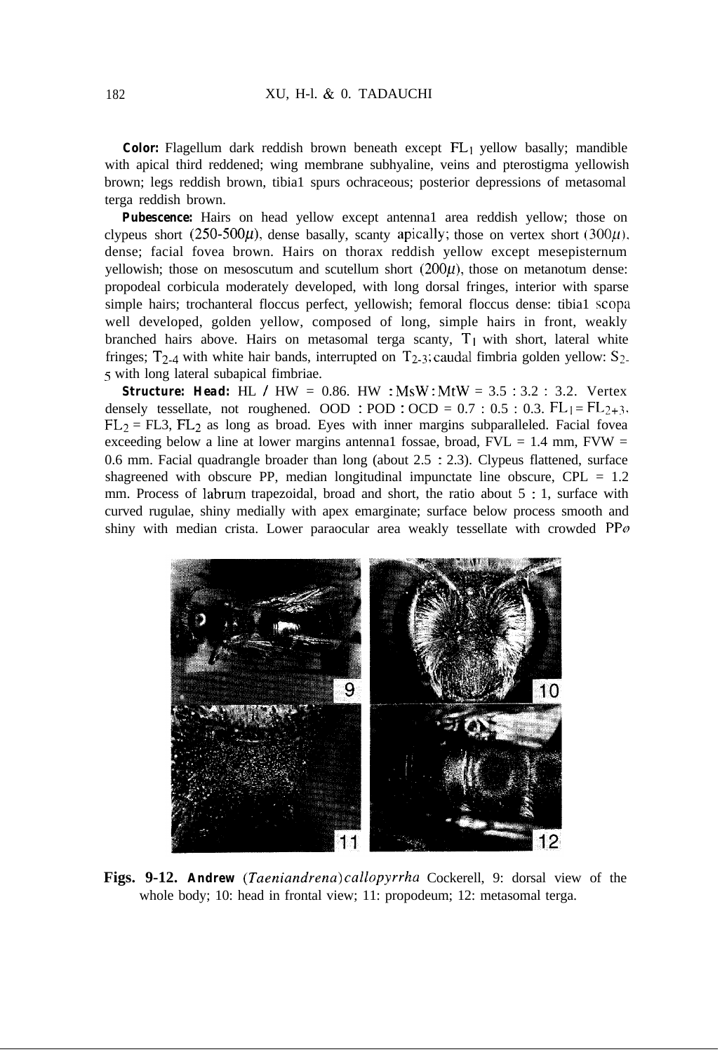**Color:** Flagellum dark reddish brown beneath except $FL_1$ yellow basally; mandible with apical third reddened; wing membrane subhyaline, veins and pterostigma yellowish brown; legs reddish brown, tibia1 spurs ochraceous; posterior depressions of metasomal terga reddish brown.

**Pubescence:** Hairs on head yellow except antenna1 area reddish yellow; those on clypeus short (250-500$\mu$), dense basally, scanty apically; those on vertex short (300$\mu$), dense; facial fovea brown. Hairs on thorax reddish yellow except mesepisternum yellowish; those on mesoscutum and scutellum short (200$\mu$), those on metanotum dense: propodeal corbicula moderately developed, with long dorsal fringes, interior with sparse simple hairs; trochanteral floccus perfect, yellowish; femoral floccus dense: tibia1 scopa well developed, golden yellow, composed of long, simple hairs in front, weakly branched hairs above. Hairs on metasomal terga scanty, $T_1$ with short, lateral white fringes; $T_{2-4}$ with white hair bands, interrupted on $T_{2-3}$; caudal fimbria golden yellow: $S_{2-5}$ with long lateral subapical fimbriae.

**Structure: Head:** HL / HW = 0.86. HW : MsW : MtW = 3.5 : 3.2 : 3.2. Vertex densely tessellate, not roughened. OOD : POD : OCD = 0.7 : 0.5 : 0.3. $FL_1 = FL_{2+3}$, $FL_2$ = FL3, $FL_2$ as long as broad. Eyes with inner margins subparalleled. Facial fovea exceeding below a line at lower margins antenna1 fossae, broad, FVL = 1.4 mm, FVW = 0.6 mm. Facial quadrangle broader than long (about 2.5 : 2.3). Clypeus flattened, surface shagreened with obscure PP, median longitudinal impunctate line obscure, CPL = 1.2 mm. Process of labrum trapezoidal, broad and short, the ratio about 5 : 1, surface with curved rugulae, shiny medially with apex emarginate; surface below process smooth and shiny with median crista. Lower paraocular area weakly tessellate with crowded PP$\phi$

**Figs. 9-12.** **Andrew** (*Taeniandrena*) *callopyrrha* Cockerell, 9: dorsal view of the whole body; 10: head in frontal view; 11: propodeum; 12: metasomal terga.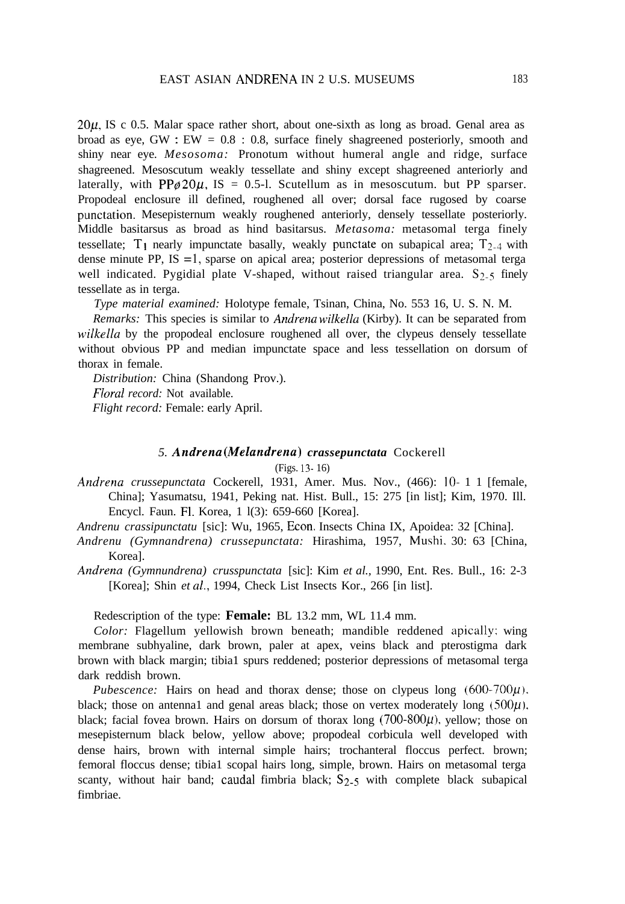20μ, IS c 0.5. Malar space rather short, about one-sixth as long as broad. Genal area as broad as eye, GW : EW = 0.8 : 0.8, surface finely shagreened posteriorly, smooth and shiny near eye. *Mesosoma:* Pronotum without humeral angle and ridge, surface shagreened. Mesoscutum weakly tessellate and shiny except shagreened anteriorly and laterally, with PPø20μ, IS = 0.5-l. Scutellum as in mesoscutum. but PP sparser. Propodeal enclosure ill defined, roughened all over; dorsal face rugosed by coarse punctation. Mesepisternum weakly roughened anteriorly, densely tessellate posteriorly. Middle basitarsus as broad as hind basitarsus. *Metasoma:* metasomal terga finely tessellate; $T_1$ nearly impunctate basally, weakly punctate on subapical area; $T_{2-4}$ with dense minute PP, IS =1, sparse on apical area; posterior depressions of metasomal terga well indicated. Pygidial plate V-shaped, without raised triangular area. $S_{2-5}$ finely tessellate as in terga.

*Type material examined:* Holotype female, Tsinan, China, No. 553 16, U. S. N. M.

*Remarks:* This species is similar to *Andrena wilkella* (Kirby). It can be separated from *wilkella* by the propodeal enclosure roughened all over, the clypeus densely tessellate without obvious PP and median impunctate space and less tessellation on dorsum of thorax in female.

*Distribution:* China (Shandong Prov.).

*Floral record:* Not available.

*Flight record:* Female: early April.

### 5. *Andrena* (*Melandrena*) *crassepunctata* Cockerell

(Figs. 13- 16)

*Andrena crussepunctata* Cockerell, 1931, Amer. Mus. Nov., (466): 10- 1 1 [female, China]; Yasumatsu, 1941, Peking nat. Hist. Bull., 15: 275 [in list]; Kim, 1970. Ill. Encycl. Faun. Fl. Korea, 1 l(3): 659-660 [Korea].

*Andrenu crassipunctatu* [sic]: Wu, 1965, Econ. Insects China IX, Apoidea: 32 [China].

*Andrenu (Gymnandrena) crussepunctata:* Hirashima, 1957, Mushi. 30: 63 [China, Korea].

*Andrena (Gymnundrena) crusspunctata* [sic]: Kim *et al.*, 1990, Ent. Res. Bull., 16: 2-3 [Korea]; Shin *et al.*, 1994, Check List Insects Kor., 266 [in list].

Redescription of the type: **Female:** BL 13.2 mm, WL 11.4 mm.

*Color:* Flagellum yellowish brown beneath; mandible reddened apically; wing membrane subhyaline, dark brown, paler at apex, veins black and pterostigma dark brown with black margin; tibia1 spurs reddened; posterior depressions of metasomal terga dark reddish brown.

*Pubescence:* Hairs on head and thorax dense; those on clypeus long (600-700μ), black; those on antenna1 and genal areas black; those on vertex moderately long (500μ), black; facial fovea brown. Hairs on dorsum of thorax long (700-800μ), yellow; those on mesepisternum black below, yellow above; propodeal corbicula well developed with dense hairs, brown with internal simple hairs; trochanteral floccus perfect. brown; femoral floccus dense; tibia1 scopal hairs long, simple, brown. Hairs on metasomal terga scanty, without hair band; caudal fimbria black; $S_{2-5}$ with complete black subapical fimbriae.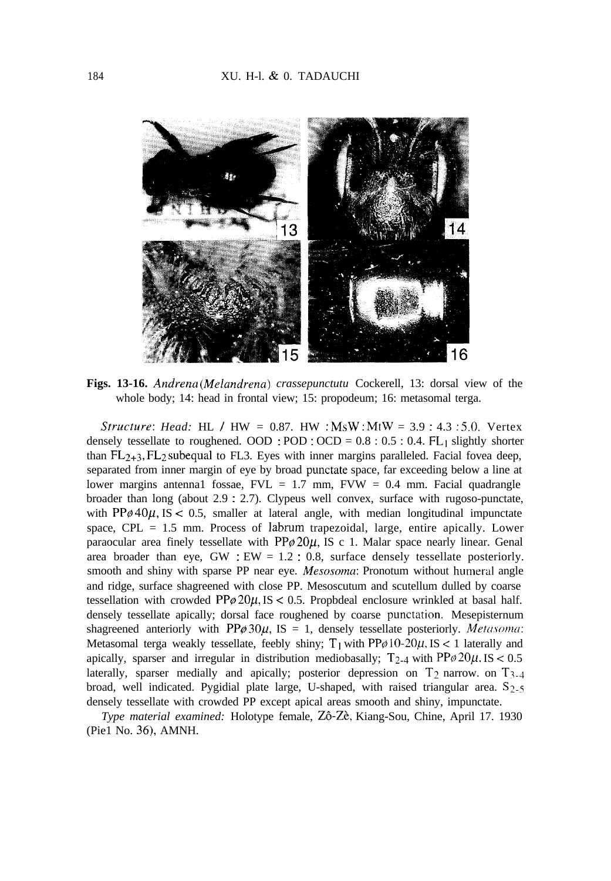**Figs. 13-16.** *Andrena* (*Melandrena*) *crassepunctutu* Cockerell, 13: dorsal view of the whole body; 14: head in frontal view; 15: propodeum; 16: metasomal terga.

*Structure*: *Head:* HL / HW = 0.87. HW : MsW : MtW = 3.9 : 4.3 : 5.0. Vertex densely tessellate to roughened. OOD : POD : OCD = 0.8 : 0.5 : 0.4. $FL_1$ slightly shorter than $FL_{2+3}$, $FL_2$ subequal to FL3. Eyes with inner margins paralleled. Facial fovea deep, separated from inner margin of eye by broad punctate space, far exceeding below a line at lower margins antenna1 fossae, FVL = 1.7 mm, FVW = 0.4 mm. Facial quadrangle broader than long (about 2.9 : 2.7). Clypeus well convex, surface with rugoso-punctate, with PPø40μ, IS < 0.5, smaller at lateral angle, with median longitudinal impunctate space, CPL = 1.5 mm. Process of labrum trapezoidal, large, entire apically. Lower paraocular area finely tessellate with PPø20μ, IS c 1. Malar space nearly linear. Genal area broader than eye, GW : EW = 1.2 : 0.8, surface densely tessellate posteriorly. smooth and shiny with sparse PP near eye. *Mesosoma*: Pronotum without humeral angle and ridge, surface shagreened with close PP. Mesoscutum and scutellum dulled by coarse tessellation with crowded PPø20μ, IS < 0.5. Propbdeal enclosure wrinkled at basal half. densely tessellate apically; dorsal face roughened by coarse punctation. Mesepisternum shagreened anteriorly with PPø30μ, IS = 1, densely tessellate posteriorly. *Metasoma*: Metasomal terga weakly tessellate, feebly shiny; $T_1$ with PPø10-20μ, IS < 1 laterally and apically, sparser and irregular in distribution mediobasally; $T_{2-4}$ with PPø20μ, IS < 0.5 laterally, sparser medially and apically; posterior depression on $T_2$ narrow. on $T_{3-4}$ broad, well indicated. Pygidial plate large, U-shaped, with raised triangular area. $S_{2-5}$ densely tessellate with crowded PP except apical areas smooth and shiny, impunctate.

*Type material examined:* Holotype female, Zô-Zè, Kiang-Sou, Chine, April 17. 1930 (Pie1 No. 36), AMNH.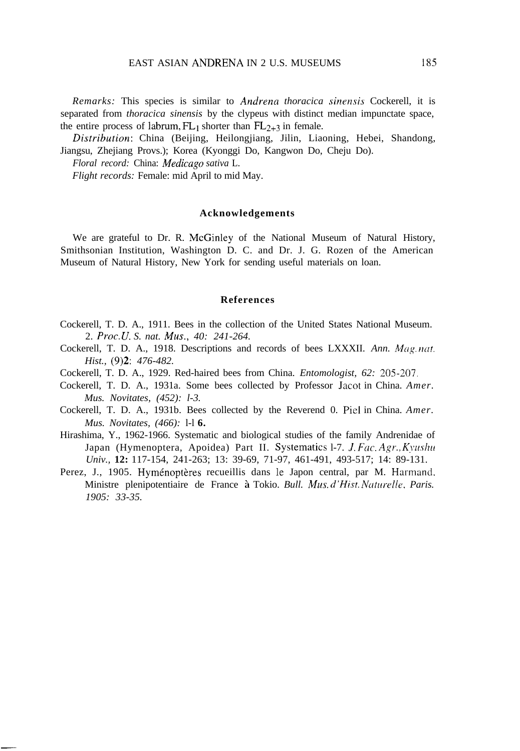*Remarks:* This species is similar to *Andrena thoracica sinensis* Cockerell, it is separated from *thoracica sinensis* by the clypeus with distinct median impunctate space, the entire process of labrum, $FL_1$ shorter than $FL_{2+3}$ in female.

*Distribution*: China (Beijing, Heilongjiang, Jilin, Liaoning, Hebei, Shandong, Jiangsu, Zhejiang Provs.); Korea (Kyonggi Do, Kangwon Do, Cheju Do).

*Floral record:* China: *Medicago sativa* L.

*Flight records:* Female: mid April to mid May.

## Acknowledgements

We are grateful to Dr. R. McGinley of the National Museum of Natural History, Smithsonian Institution, Washington D. C. and Dr. J. G. Rozen of the American Museum of Natural History, New York for sending useful materials on loan.

## References

Cockerell, T. D. A., 1911. Bees in the collection of the United States National Museum. 2. *Proc. U. S. nat. Mus., 40: 241-264.*

Cockerell, T. D. A., 1918. Descriptions and records of bees LXXXII. *Ann. Mag. nat. Hist.,* (9)**2**: *476-482.*

Cockerell, T. D. A., 1929. Red-haired bees from China. *Entomologist, 62:* 205-207.

Cockerell, T. D. A., 1931a. Some bees collected by Professor Jacot in China. *Amer. Mus. Novitates, (452): l-3.*

Cockerell, T. D. A., 1931b. Bees collected by the Reverend O. Piel in China. *Amer. Mus. Novitates, (466):* l-l **6.**

Hirashima, Y., 1962-1966. Systematic and biological studies of the family Andrenidae of Japan (Hymenoptera, Apoidea) Part II. Systematics l-7. *J. Fac. Agr., Kyushu Univ.,* **12:** 117-154, 241-263; 13: 39-69, 71-97, 461-491, 493-517; 14: 89-131.

Perez, J., 1905. Hyménoptères recueillis dans le Japon central, par M. Harmand. Ministre plenipotentiaire de France à Tokio. *Bull. Mus. d'Hist. Naturelle, Paris. 1905: 33-35.*